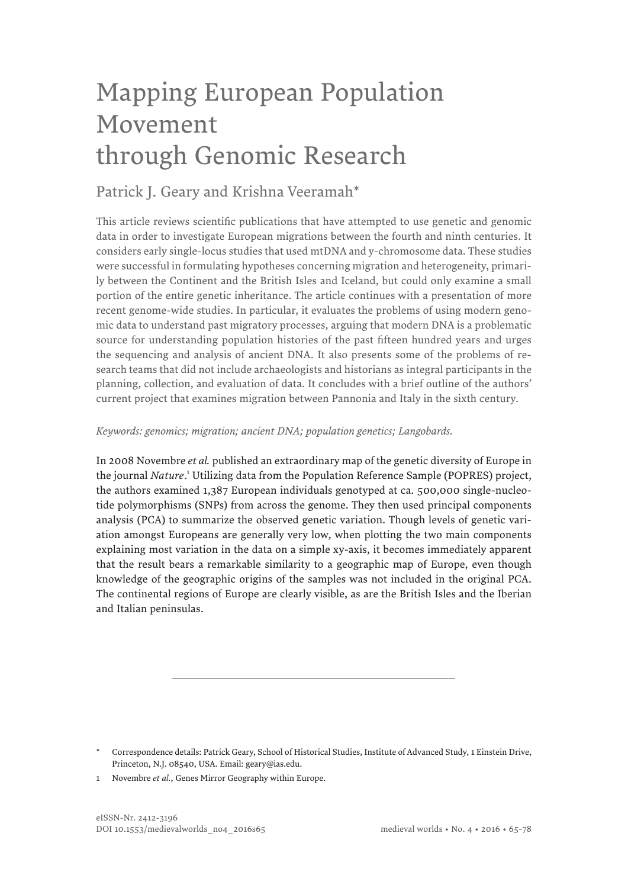# Mapping European Population Movement through Genomic Research

Patrick J. Geary and Krishna Veeramah*

This article reviews scientific publications that have attempted to use genetic and genomic data in order to investigate European migrations between the fourth and ninth centuries. It considers early single-locus studies that used mtDNA and y-chromosome data. These studies were successful in formulating hypotheses concerning migration and heterogeneity, primarily between the Continent and the British Isles and Iceland, but could only examine a small portion of the entire genetic inheritance. The article continues with a presentation of more recent genome-wide studies. In particular, it evaluates the problems of using modern genomic data to understand past migratory processes, arguing that modern DNA is a problematic source for understanding population histories of the past fifteen hundred years and urges the sequencing and analysis of ancient DNA. It also presents some of the problems of research teams that did not include archaeologists and historians as integral participants in the planning, collection, and evaluation of data. It concludes with a brief outline of the authors' current project that examines migration between Pannonia and Italy in the sixth century.

*Keywords: genomics; migration; ancient DNA; population genetics; Langobards.*

In 2008 Novembre *et al.* published an extraordinary map of the genetic diversity of Europe in the journal *Nature*.[1] Utilizing data from the Population Reference Sample (POPRES) project, the authors examined 1,387 European individuals genotyped at ca. 500,000 single-nucleotide polymorphisms (SNPs) from across the genome. They then used principal components analysis (PCA) to summarize the observed genetic variation. Though levels of genetic variation amongst Europeans are generally very low, when plotting the two main components explaining most variation in the data on a simple xy-axis, it becomes immediately apparent that the result bears a remarkable similarity to a geographic map of Europe, even though knowledge of the geographic origins of the samples was not included in the original PCA. The continental regions of Europe are clearly visible, as are the British Isles and the Iberian and Italian peninsulas.

---

\* Correspondence details: Patrick Geary, School of Historical Studies, Institute of Advanced Study, 1 Einstein Drive, Princeton, N.J. 08540, USA. Email: geary@ias.edu.

1 Novembre *et al.*, Genes Mirror Geography within Europe.

eISSN-Nr. 2412-3196
DOI 10.1553/medievalworlds_no4_2016s65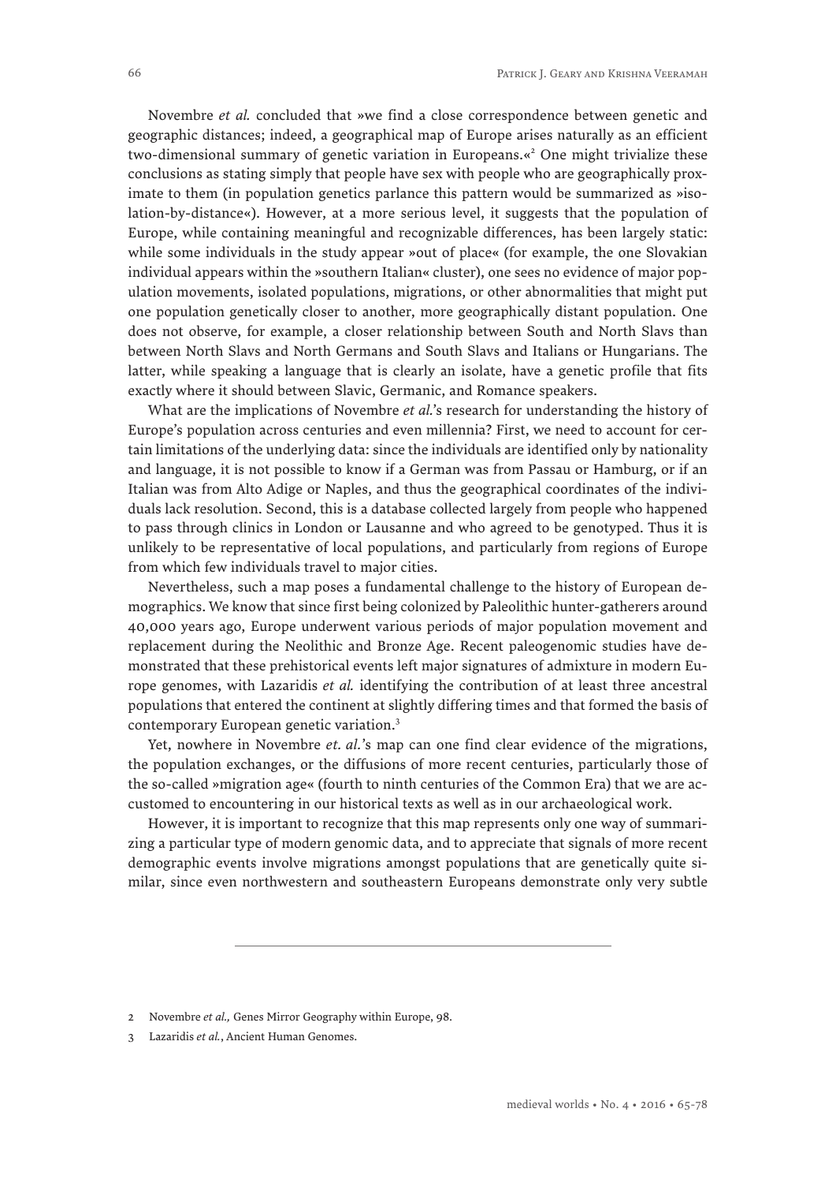Novembre *et al.* concluded that »we find a close correspondence between genetic and geographic distances; indeed, a geographical map of Europe arises naturally as an efficient two-dimensional summary of genetic variation in Europeans.«[2] One might trivialize these conclusions as stating simply that people have sex with people who are geographically proximate to them (in population genetics parlance this pattern would be summarized as »isolation-by-distance«). However, at a more serious level, it suggests that the population of Europe, while containing meaningful and recognizable differences, has been largely static: while some individuals in the study appear »out of place« (for example, the one Slovakian individual appears within the »southern Italian« cluster), one sees no evidence of major population movements, isolated populations, migrations, or other abnormalities that might put one population genetically closer to another, more geographically distant population. One does not observe, for example, a closer relationship between South and North Slavs than between North Slavs and North Germans and South Slavs and Italians or Hungarians. The latter, while speaking a language that is clearly an isolate, have a genetic profile that fits exactly where it should between Slavic, Germanic, and Romance speakers.

What are the implications of Novembre *et al.*'s research for understanding the history of Europe's population across centuries and even millennia? First, we need to account for certain limitations of the underlying data: since the individuals are identified only by nationality and language, it is not possible to know if a German was from Passau or Hamburg, or if an Italian was from Alto Adige or Naples, and thus the geographical coordinates of the individuals lack resolution. Second, this is a database collected largely from people who happened to pass through clinics in London or Lausanne and who agreed to be genotyped. Thus it is unlikely to be representative of local populations, and particularly from regions of Europe from which few individuals travel to major cities.

Nevertheless, such a map poses a fundamental challenge to the history of European demographics. We know that since first being colonized by Paleolithic hunter-gatherers around 40,000 years ago, Europe underwent various periods of major population movement and replacement during the Neolithic and Bronze Age. Recent paleogenomic studies have demonstrated that these prehistorical events left major signatures of admixture in modern Europe genomes, with Lazaridis *et al.* identifying the contribution of at least three ancestral populations that entered the continent at slightly differing times and that formed the basis of contemporary European genetic variation.[3]

Yet, nowhere in Novembre *et. al.*'s map can one find clear evidence of the migrations, the population exchanges, or the diffusions of more recent centuries, particularly those of the so-called »migration age« (fourth to ninth centuries of the Common Era) that we are accustomed to encountering in our historical texts as well as in our archaeological work.

However, it is important to recognize that this map represents only one way of summarizing a particular type of modern genomic data, and to appreciate that signals of more recent demographic events involve migrations amongst populations that are genetically quite similar, since even northwestern and southeastern Europeans demonstrate only very subtle

---

2 Novembre *et al.,* Genes Mirror Geography within Europe, 98.

3 Lazaridis *et al.*, Ancient Human Genomes.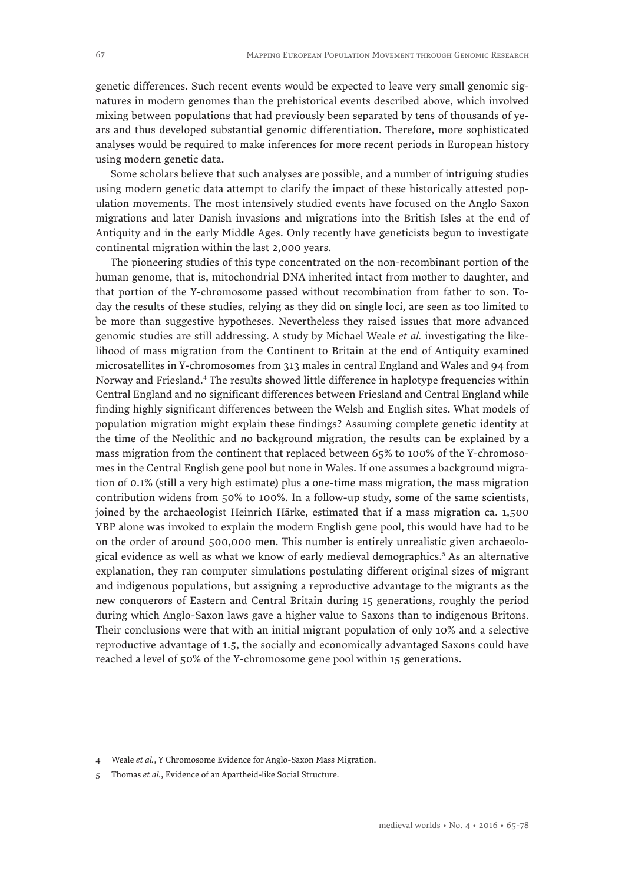genetic differences. Such recent events would be expected to leave very small genomic signatures in modern genomes than the prehistorical events described above, which involved mixing between populations that had previously been separated by tens of thousands of years and thus developed substantial genomic differentiation. Therefore, more sophisticated analyses would be required to make inferences for more recent periods in European history using modern genetic data.

Some scholars believe that such analyses are possible, and a number of intriguing studies using modern genetic data attempt to clarify the impact of these historically attested population movements. The most intensively studied events have focused on the Anglo Saxon migrations and later Danish invasions and migrations into the British Isles at the end of Antiquity and in the early Middle Ages. Only recently have geneticists begun to investigate continental migration within the last 2,000 years.

The pioneering studies of this type concentrated on the non-recombinant portion of the human genome, that is, mitochondrial DNA inherited intact from mother to daughter, and that portion of the Y-chromosome passed without recombination from father to son. Today the results of these studies, relying as they did on single loci, are seen as too limited to be more than suggestive hypotheses. Nevertheless they raised issues that more advanced genomic studies are still addressing. A study by Michael Weale *et al.* investigating the likelihood of mass migration from the Continent to Britain at the end of Antiquity examined microsatellites in Y-chromosomes from 313 males in central England and Wales and 94 from Norway and Friesland.[4] The results showed little difference in haplotype frequencies within Central England and no significant differences between Friesland and Central England while finding highly significant differences between the Welsh and English sites. What models of population migration might explain these findings? Assuming complete genetic identity at the time of the Neolithic and no background migration, the results can be explained by a mass migration from the continent that replaced between 65% to 100% of the Y-chromosomes in the Central English gene pool but none in Wales. If one assumes a background migration of 0.1% (still a very high estimate) plus a one-time mass migration, the mass migration contribution widens from 50% to 100%. In a follow-up study, some of the same scientists, joined by the archaeologist Heinrich Härke, estimated that if a mass migration ca. 1,500 YBP alone was invoked to explain the modern English gene pool, this would have had to be on the order of around 500,000 men. This number is entirely unrealistic given archaeological evidence as well as what we know of early medieval demographics.[5] As an alternative explanation, they ran computer simulations postulating different original sizes of migrant and indigenous populations, but assigning a reproductive advantage to the migrants as the new conquerors of Eastern and Central Britain during 15 generations, roughly the period during which Anglo-Saxon laws gave a higher value to Saxons than to indigenous Britons. Their conclusions were that with an initial migrant population of only 10% and a selective reproductive advantage of 1.5, the socially and economically advantaged Saxons could have reached a level of 50% of the Y-chromosome gene pool within 15 generations.

---

4 Weale *et al.*, Y Chromosome Evidence for Anglo-Saxon Mass Migration.

5 Thomas *et al.*, Evidence of an Apartheid-like Social Structure.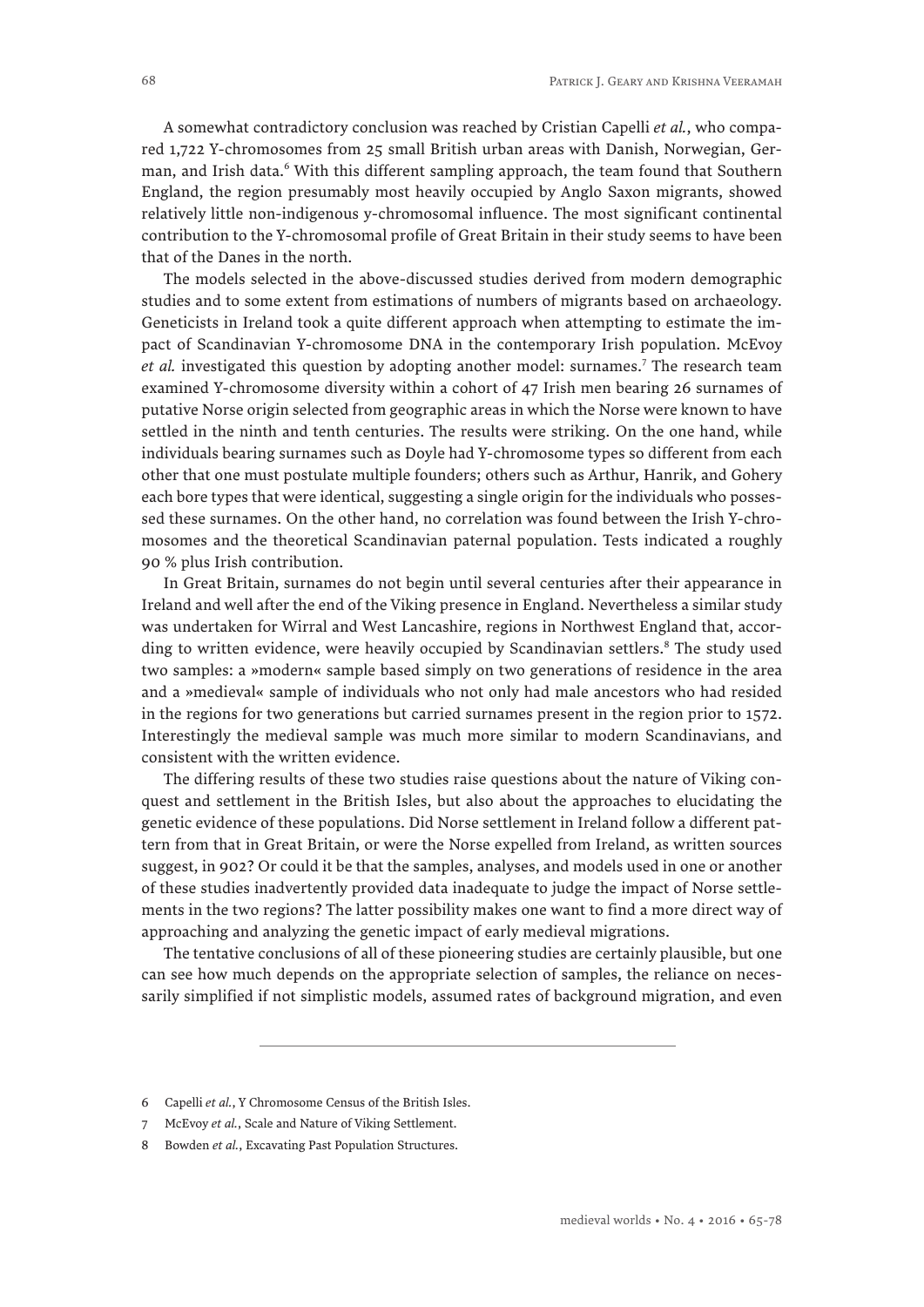A somewhat contradictory conclusion was reached by Cristian Capelli *et al.*, who compared 1,722 Y-chromosomes from 25 small British urban areas with Danish, Norwegian, German, and Irish data.[6] With this different sampling approach, the team found that Southern England, the region presumably most heavily occupied by Anglo Saxon migrants, showed relatively little non-indigenous y-chromosomal influence. The most significant continental contribution to the Y-chromosomal profile of Great Britain in their study seems to have been that of the Danes in the north.

The models selected in the above-discussed studies derived from modern demographic studies and to some extent from estimations of numbers of migrants based on archaeology. Geneticists in Ireland took a quite different approach when attempting to estimate the impact of Scandinavian Y-chromosome DNA in the contemporary Irish population. McEvoy *et al.* investigated this question by adopting another model: surnames.[7] The research team examined Y-chromosome diversity within a cohort of 47 Irish men bearing 26 surnames of putative Norse origin selected from geographic areas in which the Norse were known to have settled in the ninth and tenth centuries. The results were striking. On the one hand, while individuals bearing surnames such as Doyle had Y-chromosome types so different from each other that one must postulate multiple founders; others such as Arthur, Hanrik, and Gohery each bore types that were identical, suggesting a single origin for the individuals who possessed these surnames. On the other hand, no correlation was found between the Irish Y-chromosomes and the theoretical Scandinavian paternal population. Tests indicated a roughly 90 % plus Irish contribution.

In Great Britain, surnames do not begin until several centuries after their appearance in Ireland and well after the end of the Viking presence in England. Nevertheless a similar study was undertaken for Wirral and West Lancashire, regions in Northwest England that, according to written evidence, were heavily occupied by Scandinavian settlers.[8] The study used two samples: a »modern« sample based simply on two generations of residence in the area and a »medieval« sample of individuals who not only had male ancestors who had resided in the regions for two generations but carried surnames present in the region prior to 1572. Interestingly the medieval sample was much more similar to modern Scandinavians, and consistent with the written evidence.

The differing results of these two studies raise questions about the nature of Viking conquest and settlement in the British Isles, but also about the approaches to elucidating the genetic evidence of these populations. Did Norse settlement in Ireland follow a different pattern from that in Great Britain, or were the Norse expelled from Ireland, as written sources suggest, in 902? Or could it be that the samples, analyses, and models used in one or another of these studies inadvertently provided data inadequate to judge the impact of Norse settlements in the two regions? The latter possibility makes one want to find a more direct way of approaching and analyzing the genetic impact of early medieval migrations.

The tentative conclusions of all of these pioneering studies are certainly plausible, but one can see how much depends on the appropriate selection of samples, the reliance on necessarily simplified if not simplistic models, assumed rates of background migration, and even

---

6 Capelli *et al.*, Y Chromosome Census of the British Isles.

7 McEvoy *et al.*, Scale and Nature of Viking Settlement.

8 Bowden *et al.*, Excavating Past Population Structures.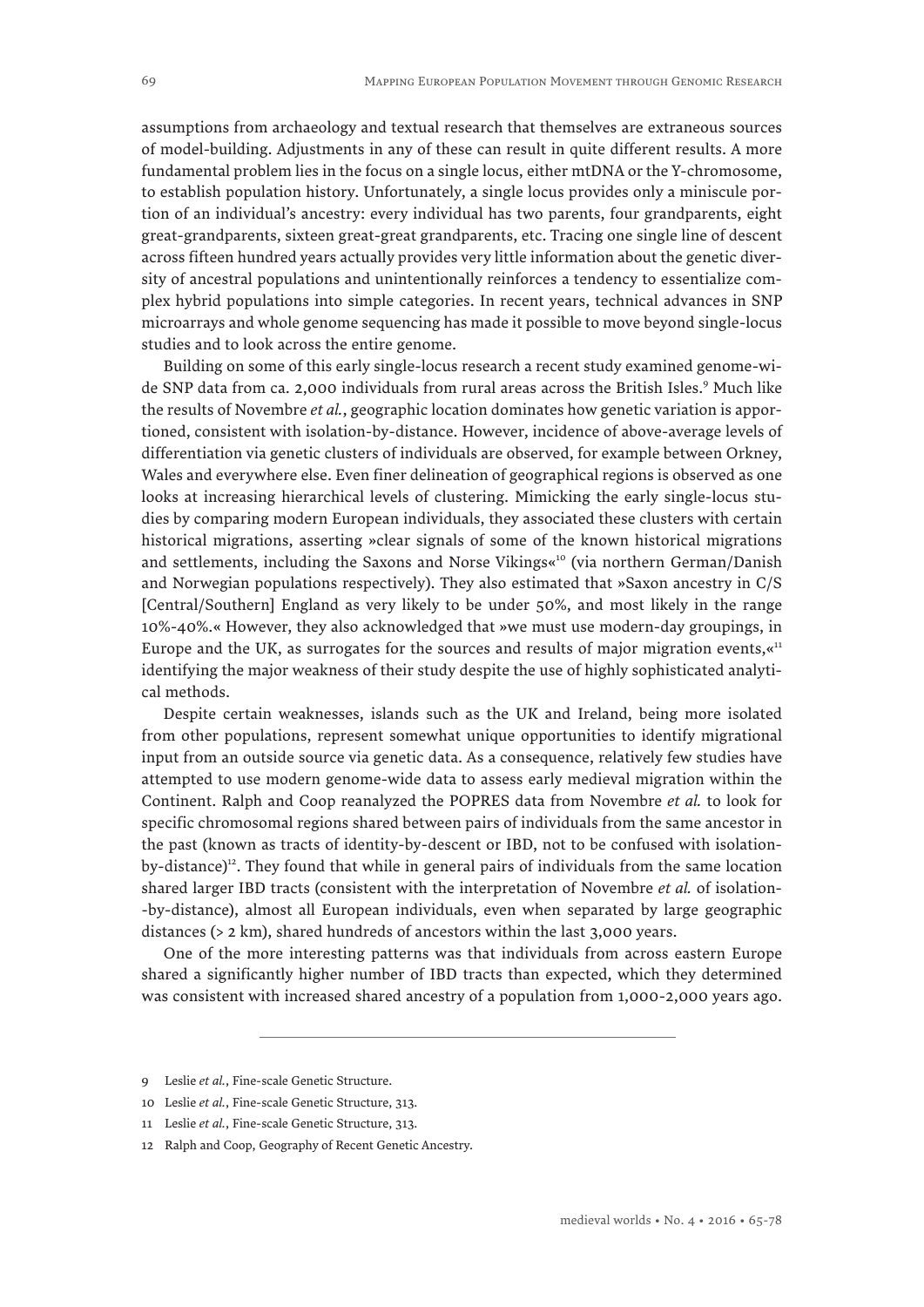assumptions from archaeology and textual research that themselves are extraneous sources of model-building. Adjustments in any of these can result in quite different results. A more fundamental problem lies in the focus on a single locus, either mtDNA or the Y-chromosome, to establish population history. Unfortunately, a single locus provides only a miniscule portion of an individual's ancestry: every individual has two parents, four grandparents, eight great-grandparents, sixteen great-great grandparents, etc. Tracing one single line of descent across fifteen hundred years actually provides very little information about the genetic diversity of ancestral populations and unintentionally reinforces a tendency to essentialize complex hybrid populations into simple categories. In recent years, technical advances in SNP microarrays and whole genome sequencing has made it possible to move beyond single-locus studies and to look across the entire genome.

Building on some of this early single-locus research a recent study examined genome-wide SNP data from ca. 2,000 individuals from rural areas across the British Isles.[9] Much like the results of Novembre *et al.*, geographic location dominates how genetic variation is apportioned, consistent with isolation-by-distance. However, incidence of above-average levels of differentiation via genetic clusters of individuals are observed, for example between Orkney, Wales and everywhere else. Even finer delineation of geographical regions is observed as one looks at increasing hierarchical levels of clustering. Mimicking the early single-locus studies by comparing modern European individuals, they associated these clusters with certain historical migrations, asserting »clear signals of some of the known historical migrations and settlements, including the Saxons and Norse Vikings«[10] (via northern German/Danish and Norwegian populations respectively). They also estimated that »Saxon ancestry in C/S [Central/Southern] England as very likely to be under 50%, and most likely in the range 10%-40%.« However, they also acknowledged that »we must use modern-day groupings, in Europe and the UK, as surrogates for the sources and results of major migration events,«[11] identifying the major weakness of their study despite the use of highly sophisticated analytical methods.

Despite certain weaknesses, islands such as the UK and Ireland, being more isolated from other populations, represent somewhat unique opportunities to identify migrational input from an outside source via genetic data. As a consequence, relatively few studies have attempted to use modern genome-wide data to assess early medieval migration within the Continent. Ralph and Coop reanalyzed the POPRES data from Novembre *et al.* to look for specific chromosomal regions shared between pairs of individuals from the same ancestor in the past (known as tracts of identity-by-descent or IBD, not to be confused with isolation-by-distance)[12]. They found that while in general pairs of individuals from the same location shared larger IBD tracts (consistent with the interpretation of Novembre *et al.* of isolation-by-distance), almost all European individuals, even when separated by large geographic distances (> 2 km), shared hundreds of ancestors within the last 3,000 years.

One of the more interesting patterns was that individuals from across eastern Europe shared a significantly higher number of IBD tracts than expected, which they determined was consistent with increased shared ancestry of a population from 1,000-2,000 years ago.

---

9 Leslie *et al.*, Fine-scale Genetic Structure.

10 Leslie *et al.*, Fine-scale Genetic Structure, 313.

11 Leslie *et al.*, Fine-scale Genetic Structure, 313.

12 Ralph and Coop, Geography of Recent Genetic Ancestry.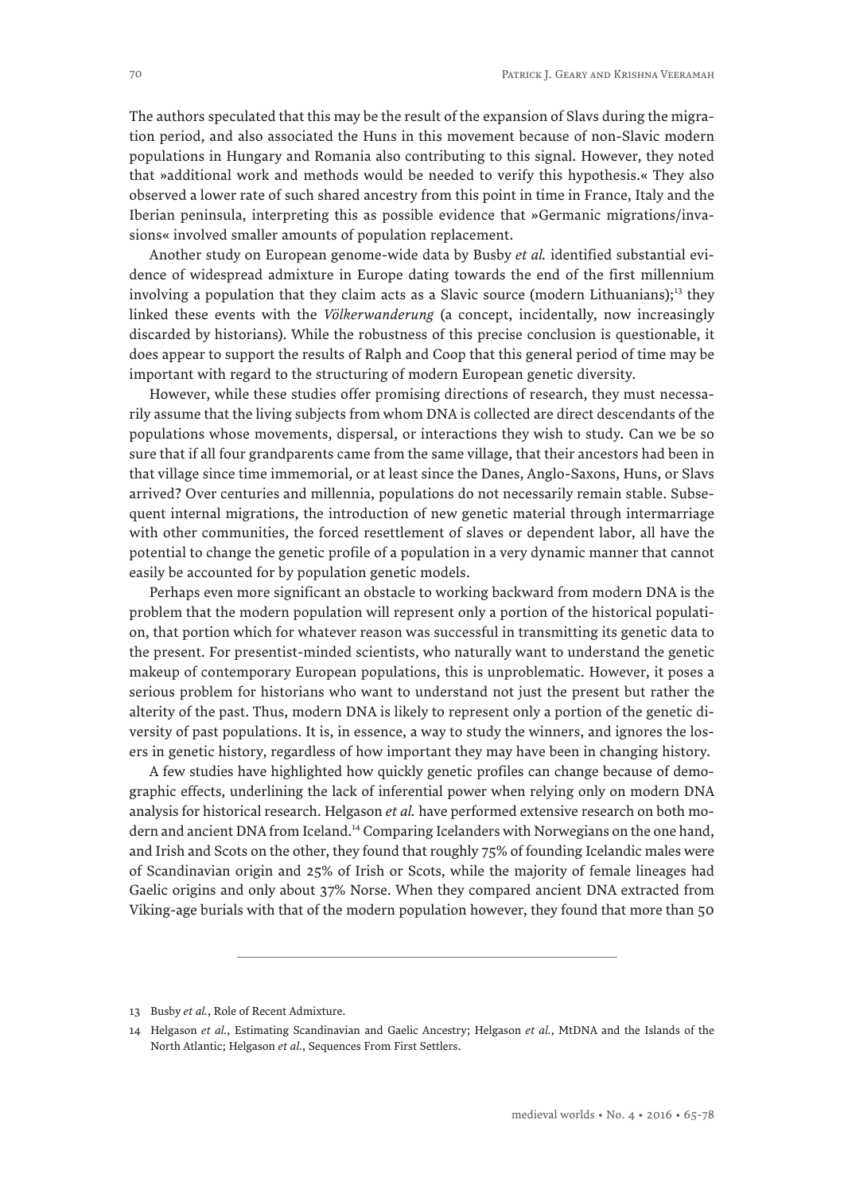The authors speculated that this may be the result of the expansion of Slavs during the migration period, and also associated the Huns in this movement because of non-Slavic modern populations in Hungary and Romania also contributing to this signal. However, they noted that »additional work and methods would be needed to verify this hypothesis.« They also observed a lower rate of such shared ancestry from this point in time in France, Italy and the Iberian peninsula, interpreting this as possible evidence that »Germanic migrations/invasions« involved smaller amounts of population replacement.

Another study on European genome-wide data by Busby *et al.* identified substantial evidence of widespread admixture in Europe dating towards the end of the first millennium involving a population that they claim acts as a Slavic source (modern Lithuanians);[13] they linked these events with the *Völkerwanderung* (a concept, incidentally, now increasingly discarded by historians). While the robustness of this precise conclusion is questionable, it does appear to support the results of Ralph and Coop that this general period of time may be important with regard to the structuring of modern European genetic diversity.

However, while these studies offer promising directions of research, they must necessarily assume that the living subjects from whom DNA is collected are direct descendants of the populations whose movements, dispersal, or interactions they wish to study. Can we be so sure that if all four grandparents came from the same village, that their ancestors had been in that village since time immemorial, or at least since the Danes, Anglo-Saxons, Huns, or Slavs arrived? Over centuries and millennia, populations do not necessarily remain stable. Subsequent internal migrations, the introduction of new genetic material through intermarriage with other communities, the forced resettlement of slaves or dependent labor, all have the potential to change the genetic profile of a population in a very dynamic manner that cannot easily be accounted for by population genetic models.

Perhaps even more significant an obstacle to working backward from modern DNA is the problem that the modern population will represent only a portion of the historical population, that portion which for whatever reason was successful in transmitting its genetic data to the present. For presentist-minded scientists, who naturally want to understand the genetic makeup of contemporary European populations, this is unproblematic. However, it poses a serious problem for historians who want to understand not just the present but rather the alterity of the past. Thus, modern DNA is likely to represent only a portion of the genetic diversity of past populations. It is, in essence, a way to study the winners, and ignores the losers in genetic history, regardless of how important they may have been in changing history.

A few studies have highlighted how quickly genetic profiles can change because of demographic effects, underlining the lack of inferential power when relying only on modern DNA analysis for historical research. Helgason *et al.* have performed extensive research on both modern and ancient DNA from Iceland.[14] Comparing Icelanders with Norwegians on the one hand, and Irish and Scots on the other, they found that roughly 75% of founding Icelandic males were of Scandinavian origin and 25% of Irish or Scots, while the majority of female lineages had Gaelic origins and only about 37% Norse. When they compared ancient DNA extracted from Viking-age burials with that of the modern population however, they found that more than 50

---

13 Busby *et al.*, Role of Recent Admixture.

14 Helgason *et al.*, Estimating Scandinavian and Gaelic Ancestry; Helgason *et al.*, MtDNA and the Islands of the North Atlantic; Helgason *et al.*, Sequences From First Settlers.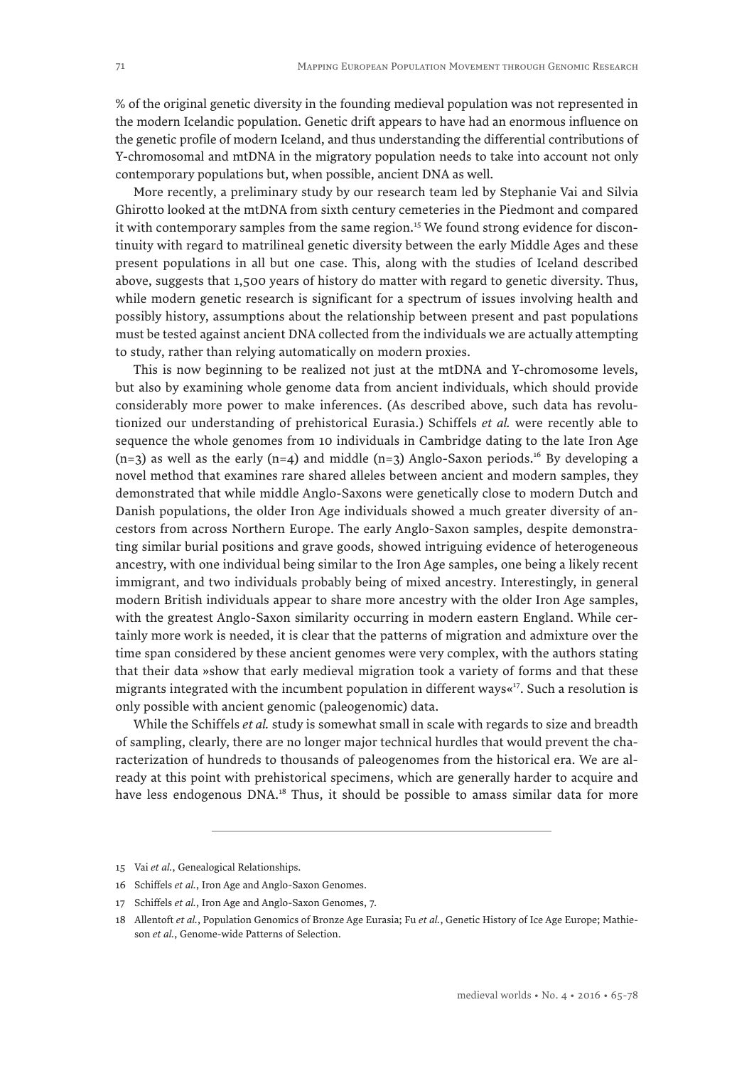% of the original genetic diversity in the founding medieval population was not represented in the modern Icelandic population. Genetic drift appears to have had an enormous influence on the genetic profile of modern Iceland, and thus understanding the differential contributions of Y-chromosomal and mtDNA in the migratory population needs to take into account not only contemporary populations but, when possible, ancient DNA as well.

More recently, a preliminary study by our research team led by Stephanie Vai and Silvia Ghirotto looked at the mtDNA from sixth century cemeteries in the Piedmont and compared it with contemporary samples from the same region.[15] We found strong evidence for discontinuity with regard to matrilineal genetic diversity between the early Middle Ages and these present populations in all but one case. This, along with the studies of Iceland described above, suggests that 1,500 years of history do matter with regard to genetic diversity. Thus, while modern genetic research is significant for a spectrum of issues involving health and possibly history, assumptions about the relationship between present and past populations must be tested against ancient DNA collected from the individuals we are actually attempting to study, rather than relying automatically on modern proxies.

This is now beginning to be realized not just at the mtDNA and Y-chromosome levels, but also by examining whole genome data from ancient individuals, which should provide considerably more power to make inferences. (As described above, such data has revolutionized our understanding of prehistorical Eurasia.) Schiffels *et al.* were recently able to sequence the whole genomes from 10 individuals in Cambridge dating to the late Iron Age (n=3) as well as the early (n=4) and middle (n=3) Anglo-Saxon periods.[16] By developing a novel method that examines rare shared alleles between ancient and modern samples, they demonstrated that while middle Anglo-Saxons were genetically close to modern Dutch and Danish populations, the older Iron Age individuals showed a much greater diversity of ancestors from across Northern Europe. The early Anglo-Saxon samples, despite demonstrating similar burial positions and grave goods, showed intriguing evidence of heterogeneous ancestry, with one individual being similar to the Iron Age samples, one being a likely recent immigrant, and two individuals probably being of mixed ancestry. Interestingly, in general modern British individuals appear to share more ancestry with the older Iron Age samples, with the greatest Anglo-Saxon similarity occurring in modern eastern England. While certainly more work is needed, it is clear that the patterns of migration and admixture over the time span considered by these ancient genomes were very complex, with the authors stating that their data »show that early medieval migration took a variety of forms and that these migrants integrated with the incumbent population in different ways«[17]. Such a resolution is only possible with ancient genomic (paleogenomic) data.

While the Schiffels *et al.* study is somewhat small in scale with regards to size and breadth of sampling, clearly, there are no longer major technical hurdles that would prevent the characterization of hundreds to thousands of paleogenomes from the historical era. We are already at this point with prehistorical specimens, which are generally harder to acquire and have less endogenous DNA.[18] Thus, it should be possible to amass similar data for more

---

15 Vai *et al.*, Genealogical Relationships.

16 Schiffels *et al.*, Iron Age and Anglo-Saxon Genomes.

17 Schiffels *et al.*, Iron Age and Anglo-Saxon Genomes, 7.

18 Allentoft *et al.*, Population Genomics of Bronze Age Eurasia; Fu *et al.*, Genetic History of Ice Age Europe; Mathieson *et al.*, Genome-wide Patterns of Selection.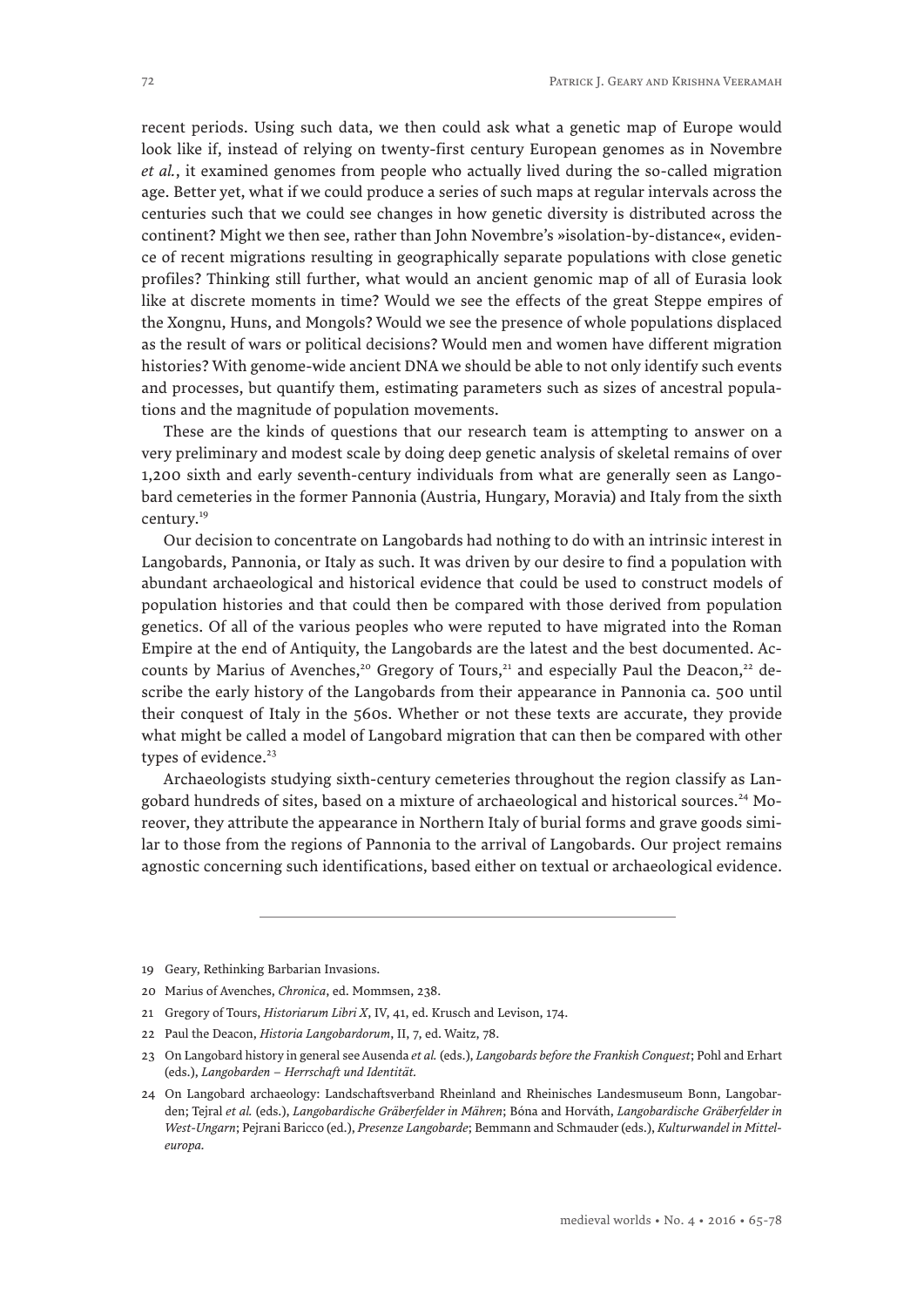recent periods. Using such data, we then could ask what a genetic map of Europe would look like if, instead of relying on twenty-first century European genomes as in Novembre *et al.*, it examined genomes from people who actually lived during the so-called migration age. Better yet, what if we could produce a series of such maps at regular intervals across the centuries such that we could see changes in how genetic diversity is distributed across the continent? Might we then see, rather than John Novembre's »isolation-by-distance«, evidence of recent migrations resulting in geographically separate populations with close genetic profiles? Thinking still further, what would an ancient genomic map of all of Eurasia look like at discrete moments in time? Would we see the effects of the great Steppe empires of the Xongnu, Huns, and Mongols? Would we see the presence of whole populations displaced as the result of wars or political decisions? Would men and women have different migration histories? With genome-wide ancient DNA we should be able to not only identify such events and processes, but quantify them, estimating parameters such as sizes of ancestral populations and the magnitude of population movements.

These are the kinds of questions that our research team is attempting to answer on a very preliminary and modest scale by doing deep genetic analysis of skeletal remains of over 1,200 sixth and early seventh-century individuals from what are generally seen as Langobard cemeteries in the former Pannonia (Austria, Hungary, Moravia) and Italy from the sixth century.[19]

Our decision to concentrate on Langobards had nothing to do with an intrinsic interest in Langobards, Pannonia, or Italy as such. It was driven by our desire to find a population with abundant archaeological and historical evidence that could be used to construct models of population histories and that could then be compared with those derived from population genetics. Of all of the various peoples who were reputed to have migrated into the Roman Empire at the end of Antiquity, the Langobards are the latest and the best documented. Accounts by Marius of Avenches,[20] Gregory of Tours,[21] and especially Paul the Deacon,[22] describe the early history of the Langobards from their appearance in Pannonia ca. 500 until their conquest of Italy in the 560s. Whether or not these texts are accurate, they provide what might be called a model of Langobard migration that can then be compared with other types of evidence.[23]

Archaeologists studying sixth-century cemeteries throughout the region classify as Langobard hundreds of sites, based on a mixture of archaeological and historical sources.[24] Moreover, they attribute the appearance in Northern Italy of burial forms and grave goods similar to those from the regions of Pannonia to the arrival of Langobards. Our project remains agnostic concerning such identifications, based either on textual or archaeological evidence.

---

19 Geary, Rethinking Barbarian Invasions.

20 Marius of Avenches, *Chronica*, ed. Mommsen, 238.

21 Gregory of Tours, *Historiarum Libri X*, IV, 41, ed. Krusch and Levison, 174.

22 Paul the Deacon, *Historia Langobardorum*, II, 7, ed. Waitz, 78.

23 On Langobard history in general see Ausenda *et al.* (eds.), *Langobards before the Frankish Conquest*; Pohl and Erhart (eds.), *Langobarden – Herrschaft und Identität.*

24 On Langobard archaeology: Landschaftsverband Rheinland and Rheinisches Landesmuseum Bonn, Langobarden; Tejral *et al.* (eds.), *Langobardische Gräberfelder in Mähren*; Bóna and Horváth, *Langobardische Gräberfelder in West-Ungarn*; Pejrani Baricco (ed.), *Presenze Langobarde*; Bemmann and Schmauder (eds.), *Kulturwandel in Mitteleuropa.*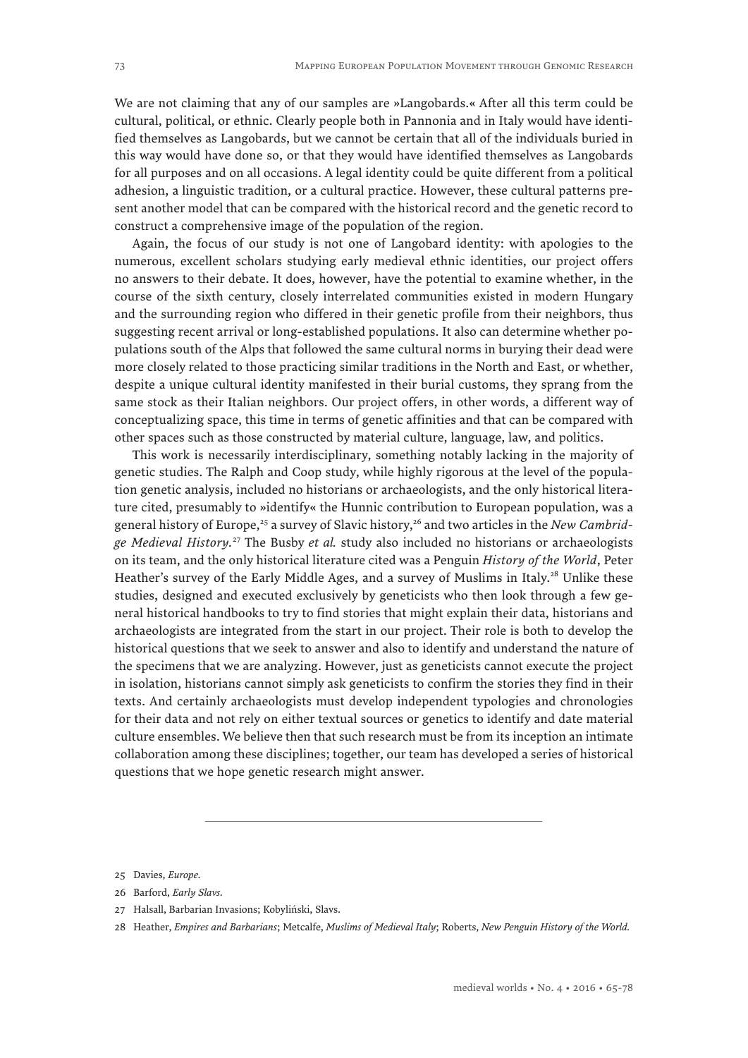We are not claiming that any of our samples are »Langobards.« After all this term could be cultural, political, or ethnic. Clearly people both in Pannonia and in Italy would have identified themselves as Langobards, but we cannot be certain that all of the individuals buried in this way would have done so, or that they would have identified themselves as Langobards for all purposes and on all occasions. A legal identity could be quite different from a political adhesion, a linguistic tradition, or a cultural practice. However, these cultural patterns present another model that can be compared with the historical record and the genetic record to construct a comprehensive image of the population of the region.

Again, the focus of our study is not one of Langobard identity: with apologies to the numerous, excellent scholars studying early medieval ethnic identities, our project offers no answers to their debate. It does, however, have the potential to examine whether, in the course of the sixth century, closely interrelated communities existed in modern Hungary and the surrounding region who differed in their genetic profile from their neighbors, thus suggesting recent arrival or long-established populations. It also can determine whether populations south of the Alps that followed the same cultural norms in burying their dead were more closely related to those practicing similar traditions in the North and East, or whether, despite a unique cultural identity manifested in their burial customs, they sprang from the same stock as their Italian neighbors. Our project offers, in other words, a different way of conceptualizing space, this time in terms of genetic affinities and that can be compared with other spaces such as those constructed by material culture, language, law, and politics.

This work is necessarily interdisciplinary, something notably lacking in the majority of genetic studies. The Ralph and Coop study, while highly rigorous at the level of the population genetic analysis, included no historians or archaeologists, and the only historical literature cited, presumably to »identify« the Hunnic contribution to European population, was a general history of Europe,[25] a survey of Slavic history,[26] and two articles in the *New Cambridge Medieval History.*[27] The Busby *et al.* study also included no historians or archaeologists on its team, and the only historical literature cited was a Penguin *History of the World*, Peter Heather's survey of the Early Middle Ages, and a survey of Muslims in Italy.[28] Unlike these studies, designed and executed exclusively by geneticists who then look through a few general historical handbooks to try to find stories that might explain their data, historians and archaeologists are integrated from the start in our project. Their role is both to develop the historical questions that we seek to answer and also to identify and understand the nature of the specimens that we are analyzing. However, just as geneticists cannot execute the project in isolation, historians cannot simply ask geneticists to confirm the stories they find in their texts. And certainly archaeologists must develop independent typologies and chronologies for their data and not rely on either textual sources or genetics to identify and date material culture ensembles. We believe then that such research must be from its inception an intimate collaboration among these disciplines; together, our team has developed a series of historical questions that we hope genetic research might answer.

---

25 Davies, *Europe.*

26 Barford, *Early Slavs.*

27 Halsall, Barbarian Invasions; Kobyliński, Slavs.

28 Heather, *Empires and Barbarians*; Metcalfe, *Muslims of Medieval Italy*; Roberts, *New Penguin History of the World.*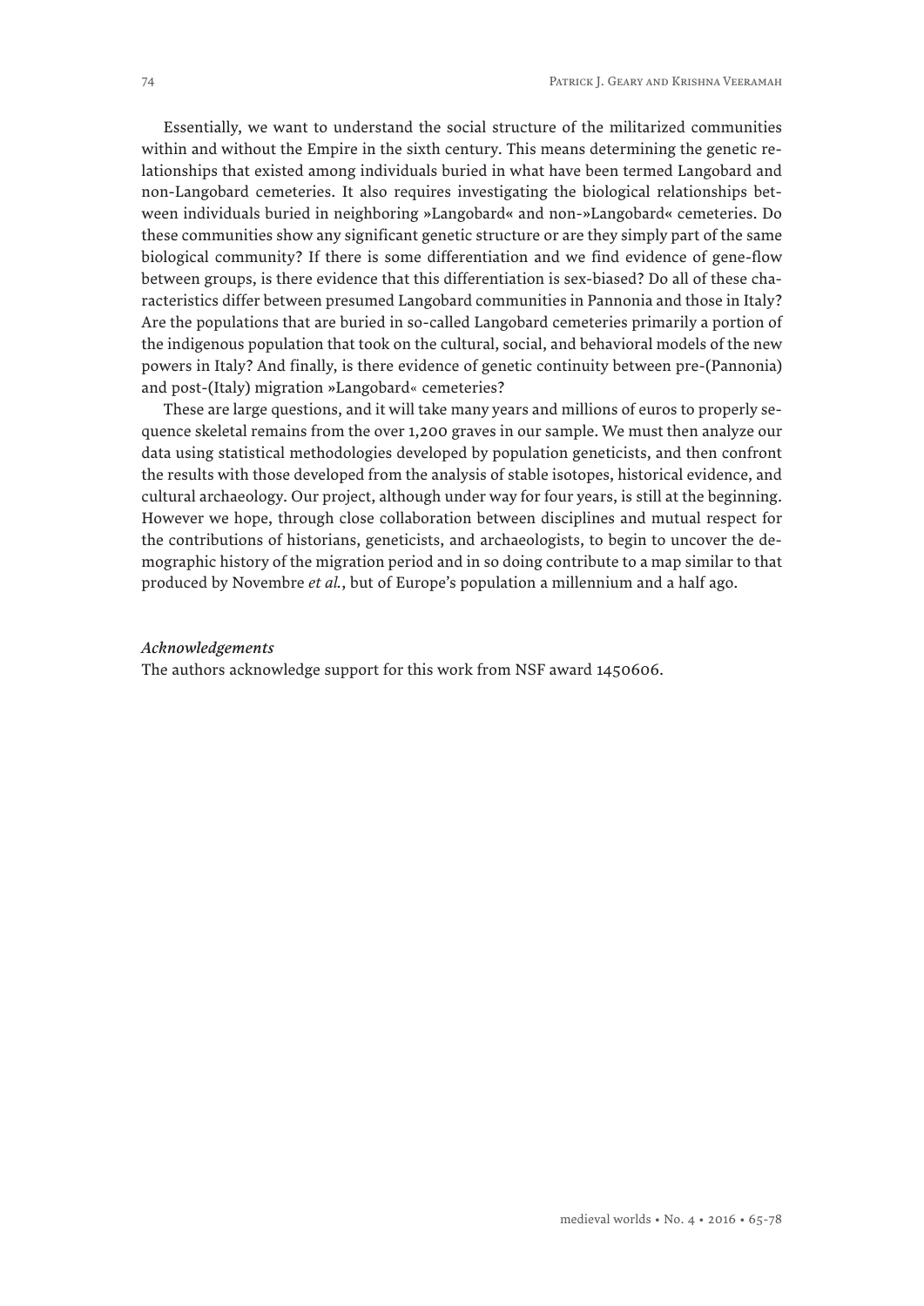Essentially, we want to understand the social structure of the militarized communities within and without the Empire in the sixth century. This means determining the genetic relationships that existed among individuals buried in what have been termed Langobard and non-Langobard cemeteries. It also requires investigating the biological relationships between individuals buried in neighboring »Langobard« and non-»Langobard« cemeteries. Do these communities show any significant genetic structure or are they simply part of the same biological community? If there is some differentiation and we find evidence of gene-flow between groups, is there evidence that this differentiation is sex-biased? Do all of these characteristics differ between presumed Langobard communities in Pannonia and those in Italy? Are the populations that are buried in so-called Langobard cemeteries primarily a portion of the indigenous population that took on the cultural, social, and behavioral models of the new powers in Italy? And finally, is there evidence of genetic continuity between pre-(Pannonia) and post-(Italy) migration »Langobard« cemeteries?

These are large questions, and it will take many years and millions of euros to properly sequence skeletal remains from the over 1,200 graves in our sample. We must then analyze our data using statistical methodologies developed by population geneticists, and then confront the results with those developed from the analysis of stable isotopes, historical evidence, and cultural archaeology. Our project, although under way for four years, is still at the beginning. However we hope, through close collaboration between disciplines and mutual respect for the contributions of historians, geneticists, and archaeologists, to begin to uncover the demographic history of the migration period and in so doing contribute to a map similar to that produced by Novembre *et al.*, but of Europe's population a millennium and a half ago.

*Acknowledgements*

The authors acknowledge support for this work from NSF award 1450606.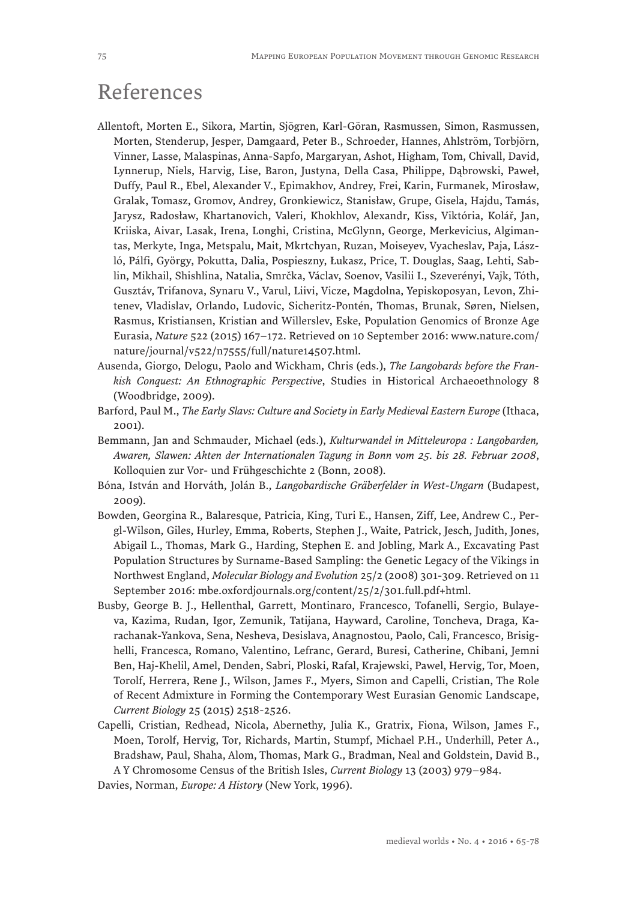# References

Allentoft, Morten E., Sikora, Martin, Sjögren, Karl-Göran, Rasmussen, Simon, Rasmussen, Morten, Stenderup, Jesper, Damgaard, Peter B., Schroeder, Hannes, Ahlström, Torbjörn, Vinner, Lasse, Malaspinas, Anna-Sapfo, Margaryan, Ashot, Higham, Tom, Chivall, David, Lynnerup, Niels, Harvig, Lise, Baron, Justyna, Della Casa, Philippe, Dąbrowski, Paweł, Duffy, Paul R., Ebel, Alexander V., Epimakhov, Andrey, Frei, Karin, Furmanek, Mirosław, Gralak, Tomasz, Gromov, Andrey, Gronkiewicz, Stanisław, Grupe, Gisela, Hajdu, Tamás, Jarysz, Radosław, Khartanovich, Valeri, Khokhlov, Alexandr, Kiss, Viktória, Kolář, Jan, Kriiska, Aivar, Lasak, Irena, Longhi, Cristina, McGlynn, George, Merkevicius, Algimantas, Merkyte, Inga, Metspalu, Mait, Mkrtchyan, Ruzan, Moiseyev, Vyacheslav, Paja, László, Pálfi, György, Pokutta, Dalia, Pospieszny, Łukasz, Price, T. Douglas, Saag, Lehti, Sablin, Mikhail, Shishlina, Natalia, Smrčka, Václav, Soenov, Vasilii I., Szeverényi, Vajk, Tóth, Gusztáv, Trifanova, Synaru V., Varul, Liivi, Vicze, Magdolna, Yepiskoposyan, Levon, Zhitenev, Vladislav, Orlando, Ludovic, Sicheritz-Pontén, Thomas, Brunak, Søren, Nielsen, Rasmus, Kristiansen, Kristian and Willerslev, Eske, Population Genomics of Bronze Age Eurasia, *Nature* 522 (2015) 167–172. Retrieved on 10 September 2016: www.nature.com/nature/journal/v522/n7555/full/nature14507.html.

Ausenda, Giorgo, Delogu, Paolo and Wickham, Chris (eds.), *The Langobards before the Frankish Conquest: An Ethnographic Perspective*, Studies in Historical Archaeoethnology 8 (Woodbridge, 2009).

Barford, Paul M., *The Early Slavs: Culture and Society in Early Medieval Eastern Europe* (Ithaca, 2001).

Bemmann, Jan and Schmauder, Michael (eds.), *Kulturwandel in Mitteleuropa : Langobarden, Awaren, Slawen: Akten der Internationalen Tagung in Bonn vom 25. bis 28. Februar 2008*, Kolloquien zur Vor- und Frühgeschichte 2 (Bonn, 2008).

Bóna, István and Horváth, Jolán B., *Langobardische Gräberfelder in West-Ungarn* (Budapest, 2009).

Bowden, Georgina R., Balaresque, Patricia, King, Turi E., Hansen, Ziff, Lee, Andrew C., Pergl-Wilson, Giles, Hurley, Emma, Roberts, Stephen J., Waite, Patrick, Jesch, Judith, Jones, Abigail L., Thomas, Mark G., Harding, Stephen E. and Jobling, Mark A., Excavating Past Population Structures by Surname-Based Sampling: the Genetic Legacy of the Vikings in Northwest England, *Molecular Biology and Evolution* 25/2 (2008) 301-309. Retrieved on 11 September 2016: mbe.oxfordjournals.org/content/25/2/301.full.pdf+html.

Busby, George B. J., Hellenthal, Garrett, Montinaro, Francesco, Tofanelli, Sergio, Bulayeva, Kazima, Rudan, Igor, Zemunik, Tatijana, Hayward, Caroline, Toncheva, Draga, Karachanak-Yankova, Sena, Nesheva, Desislava, Anagnostou, Paolo, Cali, Francesco, Brisighelli, Francesca, Romano, Valentino, Lefranc, Gerard, Buresi, Catherine, Chibani, Jemni Ben, Haj-Khelil, Amel, Denden, Sabri, Ploski, Rafal, Krajewski, Pawel, Hervig, Tor, Moen, Torolf, Herrera, Rene J., Wilson, James F., Myers, Simon and Capelli, Cristian, The Role of Recent Admixture in Forming the Contemporary West Eurasian Genomic Landscape, *Current Biology* 25 (2015) 2518-2526.

Capelli, Cristian, Redhead, Nicola, Abernethy, Julia K., Gratrix, Fiona, Wilson, James F., Moen, Torolf, Hervig, Tor, Richards, Martin, Stumpf, Michael P.H., Underhill, Peter A., Bradshaw, Paul, Shaha, Alom, Thomas, Mark G., Bradman, Neal and Goldstein, David B., A Y Chromosome Census of the British Isles, *Current Biology* 13 (2003) 979–984.

Davies, Norman, *Europe: A History* (New York, 1996).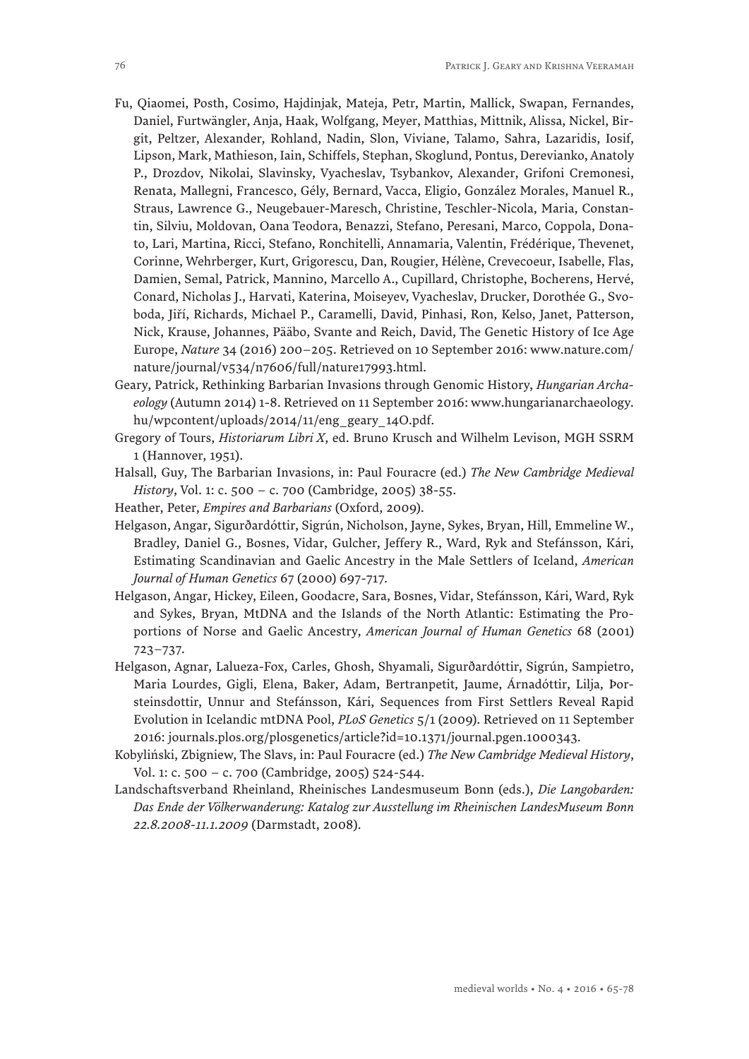Fu, Qiaomei, Posth, Cosimo, Hajdinjak, Mateja, Petr, Martin, Mallick, Swapan, Fernandes, Daniel, Furtwängler, Anja, Haak, Wolfgang, Meyer, Matthias, Mittnik, Alissa, Nickel, Birgit, Peltzer, Alexander, Rohland, Nadin, Slon, Viviane, Talamo, Sahra, Lazaridis, Iosif, Lipson, Mark, Mathieson, Iain, Schiffels, Stephan, Skoglund, Pontus, Derevianko, Anatoly P., Drozdov, Nikolai, Slavinsky, Vyacheslav, Tsybankov, Alexander, Grifoni Cremonesi, Renata, Mallegni, Francesco, Gély, Bernard, Vacca, Eligio, González Morales, Manuel R., Straus, Lawrence G., Neugebauer-Maresch, Christine, Teschler-Nicola, Maria, Constantin, Silviu, Moldovan, Oana Teodora, Benazzi, Stefano, Peresani, Marco, Coppola, Donato, Lari, Martina, Ricci, Stefano, Ronchitelli, Annamaria, Valentin, Frédérique, Thevenet, Corinne, Wehrberger, Kurt, Grigorescu, Dan, Rougier, Hélène, Crevecoeur, Isabelle, Flas, Damien, Semal, Patrick, Mannino, Marcello A., Cupillard, Christophe, Bocherens, Hervé, Conard, Nicholas J., Harvati, Katerina, Moiseyev, Vyacheslav, Drucker, Dorothée G., Svoboda, Jiří, Richards, Michael P., Caramelli, David, Pinhasi, Ron, Kelso, Janet, Patterson, Nick, Krause, Johannes, Pääbo, Svante and Reich, David, The Genetic History of Ice Age Europe, *Nature* 34 (2016) 200–205. Retrieved on 10 September 2016: www.nature.com/nature/journal/v534/n7606/full/nature17993.html.

Geary, Patrick, Rethinking Barbarian Invasions through Genomic History, *Hungarian Archaeology* (Autumn 2014) 1-8. Retrieved on 11 September 2016: www.hungarianarchaeology.hu/wpcontent/uploads/2014/11/eng_geary_14O.pdf.

Gregory of Tours, *Historiarum Libri X*, ed. Bruno Krusch and Wilhelm Levison, MGH SSRM 1 (Hannover, 1951).

Halsall, Guy, The Barbarian Invasions, in: Paul Fouracre (ed.) *The New Cambridge Medieval History*, Vol. 1: c. 500 – c. 700 (Cambridge, 2005) 38-55.

Heather, Peter, *Empires and Barbarians* (Oxford, 2009).

Helgason, Angar, Sigurðardóttir, Sigrún, Nicholson, Jayne, Sykes, Bryan, Hill, Emmeline W., Bradley, Daniel G., Bosnes, Vidar, Gulcher, Jeffery R., Ward, Ryk and Stefánsson, Kári, Estimating Scandinavian and Gaelic Ancestry in the Male Settlers of Iceland, *American Journal of Human Genetics* 67 (2000) 697-717.

Helgason, Angar, Hickey, Eileen, Goodacre, Sara, Bosnes, Vidar, Stefánsson, Kári, Ward, Ryk and Sykes, Bryan, MtDNA and the Islands of the North Atlantic: Estimating the Proportions of Norse and Gaelic Ancestry, *American Journal of Human Genetics* 68 (2001) 723–737.

Helgason, Agnar, Lalueza-Fox, Carles, Ghosh, Shyamali, Sigurðardóttir, Sigrún, Sampietro, Maria Lourdes, Gigli, Elena, Baker, Adam, Bertranpetit, Jaume, Árnadóttir, Lilja, Þorsteinsdottir, Unnur and Stefánsson, Kári, Sequences from First Settlers Reveal Rapid Evolution in Icelandic mtDNA Pool, *PLoS Genetics* 5/1 (2009). Retrieved on 11 September 2016: journals.plos.org/plosgenetics/article?id=10.1371/journal.pgen.1000343.

Kobyliński, Zbigniew, The Slavs, in: Paul Fouracre (ed.) *The New Cambridge Medieval History*, Vol. 1: c. 500 – c. 700 (Cambridge, 2005) 524-544.

Landschaftsverband Rheinland, Rheinisches Landesmuseum Bonn (eds.), *Die Langobarden: Das Ende der Völkerwanderung: Katalog zur Ausstellung im Rheinischen LandesMuseum Bonn 22.8.2008-11.1.2009* (Darmstadt, 2008).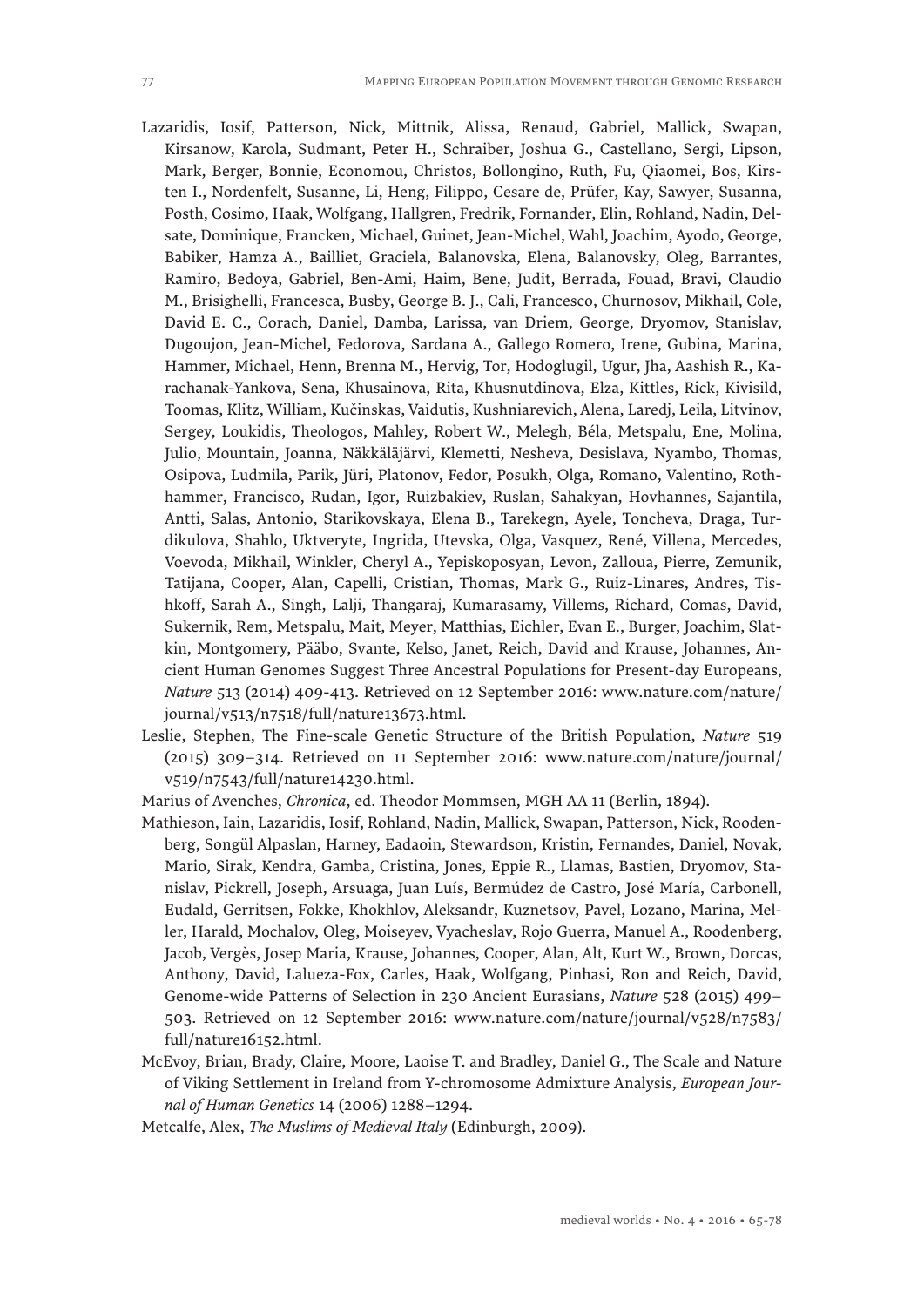Lazaridis, Iosif, Patterson, Nick, Mittnik, Alissa, Renaud, Gabriel, Mallick, Swapan, Kirsanow, Karola, Sudmant, Peter H., Schraiber, Joshua G., Castellano, Sergi, Lipson, Mark, Berger, Bonnie, Economou, Christos, Bollongino, Ruth, Fu, Qiaomei, Bos, Kirsten I., Nordenfelt, Susanne, Li, Heng, Filippo, Cesare de, Prüfer, Kay, Sawyer, Susanna, Posth, Cosimo, Haak, Wolfgang, Hallgren, Fredrik, Fornander, Elin, Rohland, Nadin, Delsate, Dominique, Francken, Michael, Guinet, Jean-Michel, Wahl, Joachim, Ayodo, George, Babiker, Hamza A., Bailliet, Graciela, Balanovska, Elena, Balanovsky, Oleg, Barrantes, Ramiro, Bedoya, Gabriel, Ben-Ami, Haim, Bene, Judit, Berrada, Fouad, Bravi, Claudio M., Brisighelli, Francesca, Busby, George B. J., Cali, Francesco, Churnosov, Mikhail, Cole, David E. C., Corach, Daniel, Damba, Larissa, van Driem, George, Dryomov, Stanislav, Dugoujon, Jean-Michel, Fedorova, Sardana A., Gallego Romero, Irene, Gubina, Marina, Hammer, Michael, Henn, Brenna M., Hervig, Tor, Hodoglugil, Ugur, Jha, Aashish R., Karachanak-Yankova, Sena, Khusainova, Rita, Khusnutdinova, Elza, Kittles, Rick, Kivisild, Toomas, Klitz, William, Kučinskas, Vaidutis, Kushniarevich, Alena, Laredj, Leila, Litvinov, Sergey, Loukidis, Theologos, Mahley, Robert W., Melegh, Béla, Metspalu, Ene, Molina, Julio, Mountain, Joanna, Näkkäläjärvi, Klemetti, Nesheva, Desislava, Nyambo, Thomas, Osipova, Ludmila, Parik, Jüri, Platonov, Fedor, Posukh, Olga, Romano, Valentino, Rothhammer, Francisco, Rudan, Igor, Ruizbakiev, Ruslan, Sahakyan, Hovhannes, Sajantila, Antti, Salas, Antonio, Starikovskaya, Elena B., Tarekegn, Ayele, Toncheva, Draga, Turdikulova, Shahlo, Uktveryte, Ingrida, Utevska, Olga, Vasquez, René, Villena, Mercedes, Voevoda, Mikhail, Winkler, Cheryl A., Yepiskoposyan, Levon, Zalloua, Pierre, Zemunik, Tatijana, Cooper, Alan, Capelli, Cristian, Thomas, Mark G., Ruiz-Linares, Andres, Tishkoff, Sarah A., Singh, Lalji, Thangaraj, Kumarasamy, Villems, Richard, Comas, David, Sukernik, Rem, Metspalu, Mait, Meyer, Matthias, Eichler, Evan E., Burger, Joachim, Slatkin, Montgomery, Pääbo, Svante, Kelso, Janet, Reich, David and Krause, Johannes, Ancient Human Genomes Suggest Three Ancestral Populations for Present-day Europeans, *Nature* 513 (2014) 409-413. Retrieved on 12 September 2016: www.nature.com/nature/journal/v513/n7518/full/nature13673.html.

Leslie, Stephen, The Fine-scale Genetic Structure of the British Population, *Nature* 519 (2015) 309–314. Retrieved on 11 September 2016: www.nature.com/nature/journal/v519/n7543/full/nature14230.html.

Marius of Avenches, *Chronica*, ed. Theodor Mommsen, MGH AA 11 (Berlin, 1894).

Mathieson, Iain, Lazaridis, Iosif, Rohland, Nadin, Mallick, Swapan, Patterson, Nick, Roodenberg, Songül Alpaslan, Harney, Eadaoin, Stewardson, Kristin, Fernandes, Daniel, Novak, Mario, Sirak, Kendra, Gamba, Cristina, Jones, Eppie R., Llamas, Bastien, Dryomov, Stanislav, Pickrell, Joseph, Arsuaga, Juan Luís, Bermúdez de Castro, José María, Carbonell, Eudald, Gerritsen, Fokke, Khokhlov, Aleksandr, Kuznetsov, Pavel, Lozano, Marina, Meller, Harald, Mochalov, Oleg, Moiseyev, Vyacheslav, Rojo Guerra, Manuel A., Roodenberg, Jacob, Vergès, Josep Maria, Krause, Johannes, Cooper, Alan, Alt, Kurt W., Brown, Dorcas, Anthony, David, Lalueza-Fox, Carles, Haak, Wolfgang, Pinhasi, Ron and Reich, David, Genome-wide Patterns of Selection in 230 Ancient Eurasians, *Nature* 528 (2015) 499–503. Retrieved on 12 September 2016: www.nature.com/nature/journal/v528/n7583/full/nature16152.html.

McEvoy, Brian, Brady, Claire, Moore, Laoise T. and Bradley, Daniel G., The Scale and Nature of Viking Settlement in Ireland from Y-chromosome Admixture Analysis, *European Journal of Human Genetics* 14 (2006) 1288–1294.

Metcalfe, Alex, *The Muslims of Medieval Italy* (Edinburgh, 2009).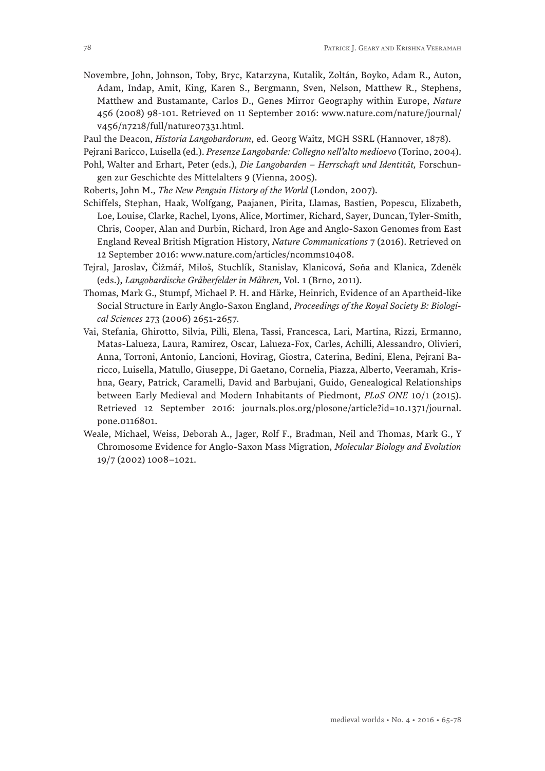Novembre, John, Johnson, Toby, Bryc, Katarzyna, Kutalik, Zoltán, Boyko, Adam R., Auton, Adam, Indap, Amit, King, Karen S., Bergmann, Sven, Nelson, Matthew R., Stephens, Matthew and Bustamante, Carlos D., Genes Mirror Geography within Europe, *Nature* 456 (2008) 98-101. Retrieved on 11 September 2016: www.nature.com/nature/journal/v456/n7218/full/nature07331.html.

Paul the Deacon, *Historia Langobardorum*, ed. Georg Waitz, MGH SSRL (Hannover, 1878).

Pejrani Baricco, Luisella (ed.). *Presenze Langobarde: Collegno nell'alto medioevo* (Torino, 2004).

Pohl, Walter and Erhart, Peter (eds.), *Die Langobarden – Herrschaft und Identität,* Forschungen zur Geschichte des Mittelalters 9 (Vienna, 2005).

Roberts, John M., *The New Penguin History of the World* (London, 2007).

Schiffels, Stephan, Haak, Wolfgang, Paajanen, Pirita, Llamas, Bastien, Popescu, Elizabeth, Loe, Louise, Clarke, Rachel, Lyons, Alice, Mortimer, Richard, Sayer, Duncan, Tyler-Smith, Chris, Cooper, Alan and Durbin, Richard, Iron Age and Anglo-Saxon Genomes from East England Reveal British Migration History, *Nature Communications* 7 (2016). Retrieved on 12 September 2016: www.nature.com/articles/ncomms10408.

Tejral, Jaroslav, Čižmář, Miloš, Stuchlík, Stanislav, Klanicová, Soňa and Klanica, Zdeněk (eds.), *Langobardische Gräberfelder in Mähren*, Vol. 1 (Brno, 2011).

Thomas, Mark G., Stumpf, Michael P. H. and Härke, Heinrich, Evidence of an Apartheid-like Social Structure in Early Anglo-Saxon England, *Proceedings of the Royal Society B: Biological Sciences* 273 (2006) 2651-2657.

Vai, Stefania, Ghirotto, Silvia, Pilli, Elena, Tassi, Francesca, Lari, Martina, Rizzi, Ermanno, Matas-Lalueza, Laura, Ramirez, Oscar, Lalueza-Fox, Carles, Achilli, Alessandro, Olivieri, Anna, Torroni, Antonio, Lancioni, Hovirag, Giostra, Caterina, Bedini, Elena, Pejrani Baricco, Luisella, Matullo, Giuseppe, Di Gaetano, Cornelia, Piazza, Alberto, Veeramah, Krishna, Geary, Patrick, Caramelli, David and Barbujani, Guido, Genealogical Relationships between Early Medieval and Modern Inhabitants of Piedmont, *PLoS ONE* 10/1 (2015). Retrieved 12 September 2016: journals.plos.org/plosone/article?id=10.1371/journal.pone.0116801.

Weale, Michael, Weiss, Deborah A., Jager, Rolf F., Bradman, Neil and Thomas, Mark G., Y Chromosome Evidence for Anglo-Saxon Mass Migration, *Molecular Biology and Evolution* 19/7 (2002) 1008–1021.